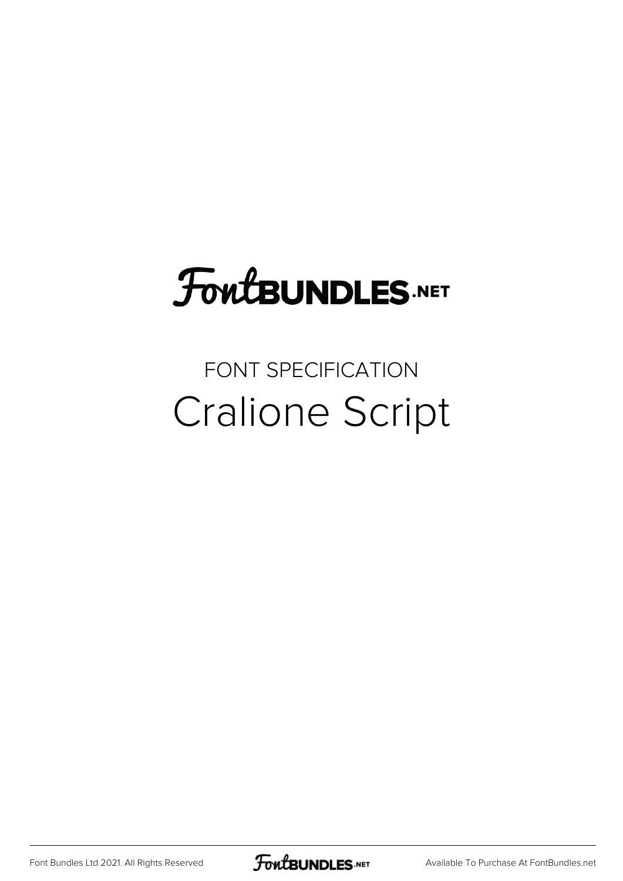FontBUNDLES.NET

FONT SPECIFICATION

# Cralione Script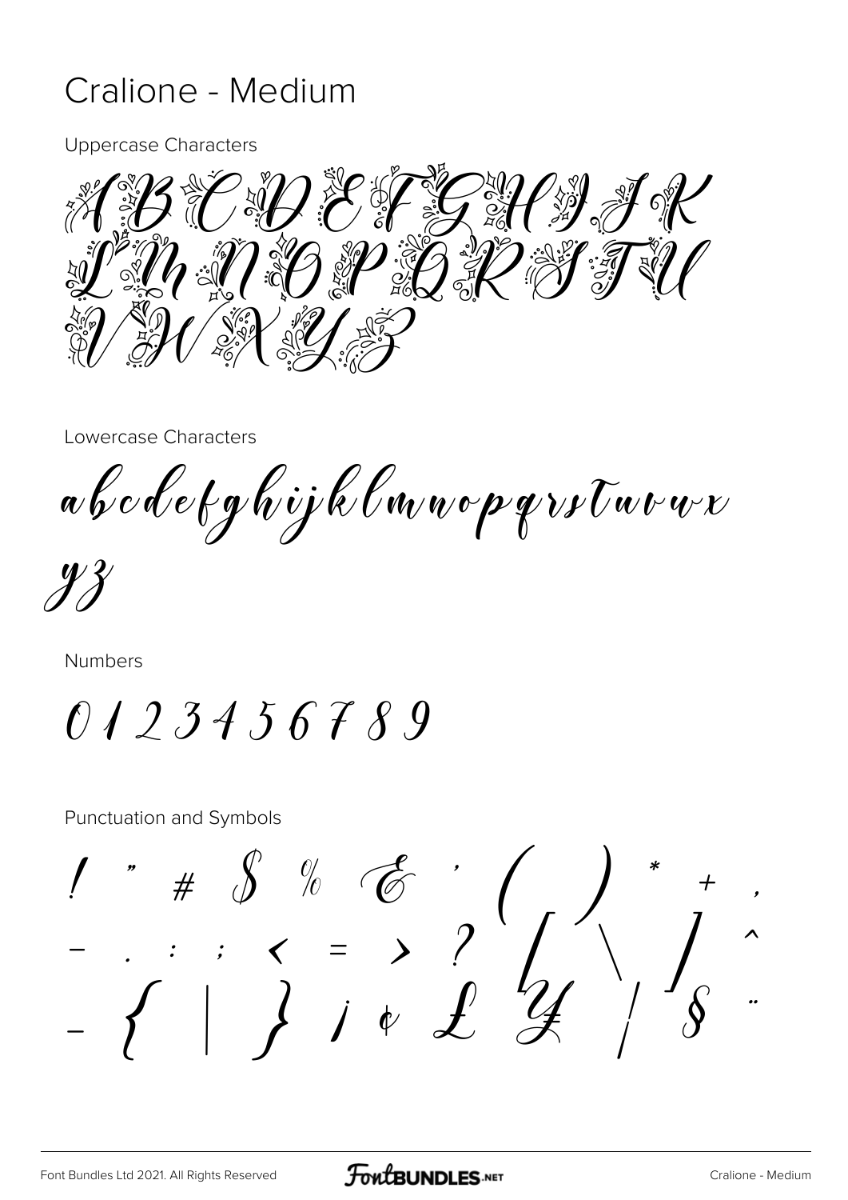# Cralione - Medium

Uppercase Characters

A B C D E F G H I J K
L M N O P Q R S T U
V W X Y Z

Lowercase Characters

a b c d e f g h i j k l m n o p q r s t u v w x
y z

Numbers

0 1 2 3 4 5 6 7 8 9

Punctuation and Symbols

! " # $ % & ' ( ) * + ,
- . : ; < = > ? [ \ ] ^
_ { | } ¡ ¢ £ ¥ ¦ § ¨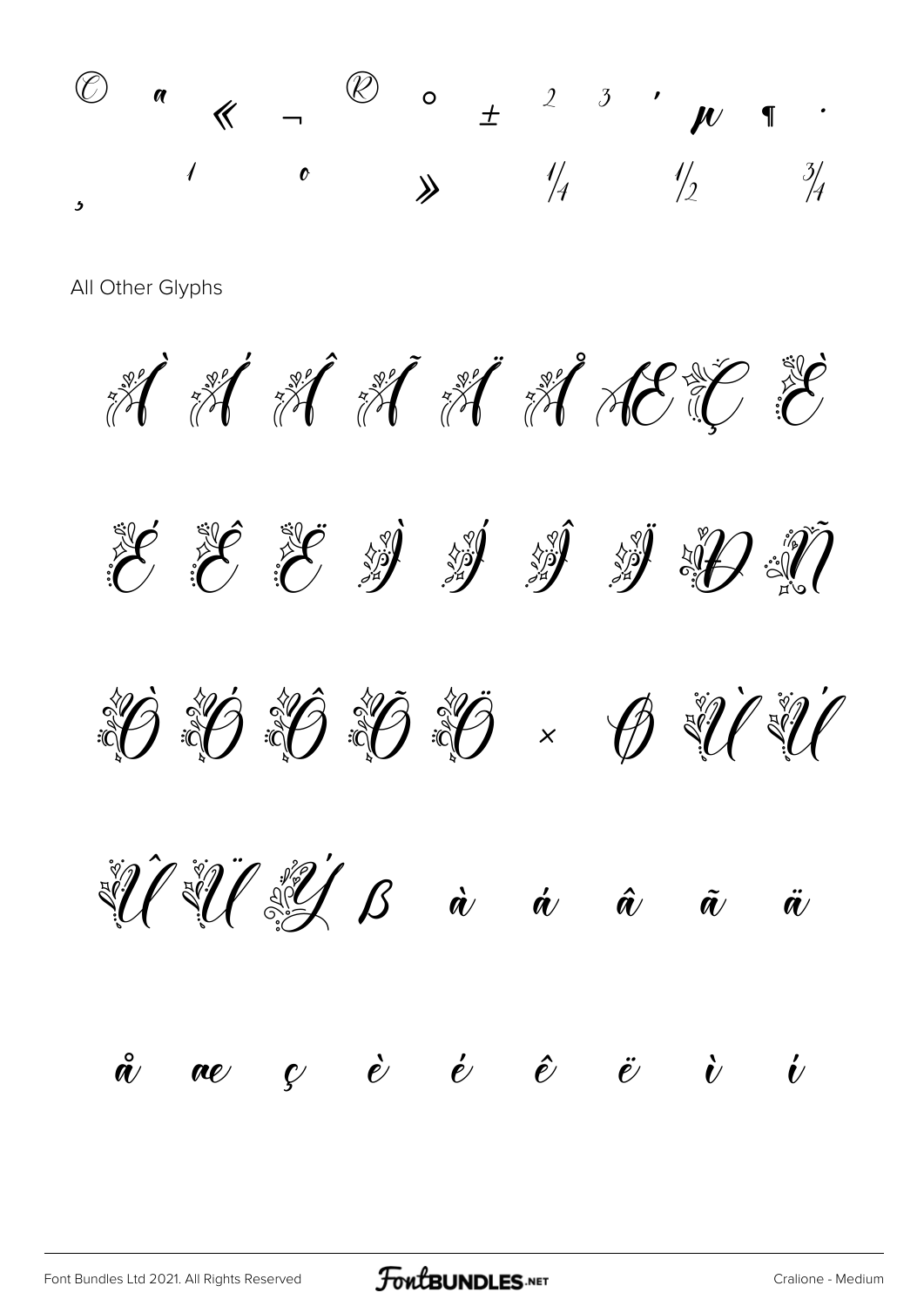© ª « ¬ ® ° ± ² ³ ´ µ ¶ ·

¸ ¹ º » ¼ ½ ¾

All Other Glyphs

À Á Â Ã Ä Å Æ Ç È

É Ê Ë Ì Í Î Ï Ð Ñ

Ò Ó Ô Õ Ö × Ø Ù Ú

Û Ü Ý ß à á â ã ä

å æ ç è é ê ë ì í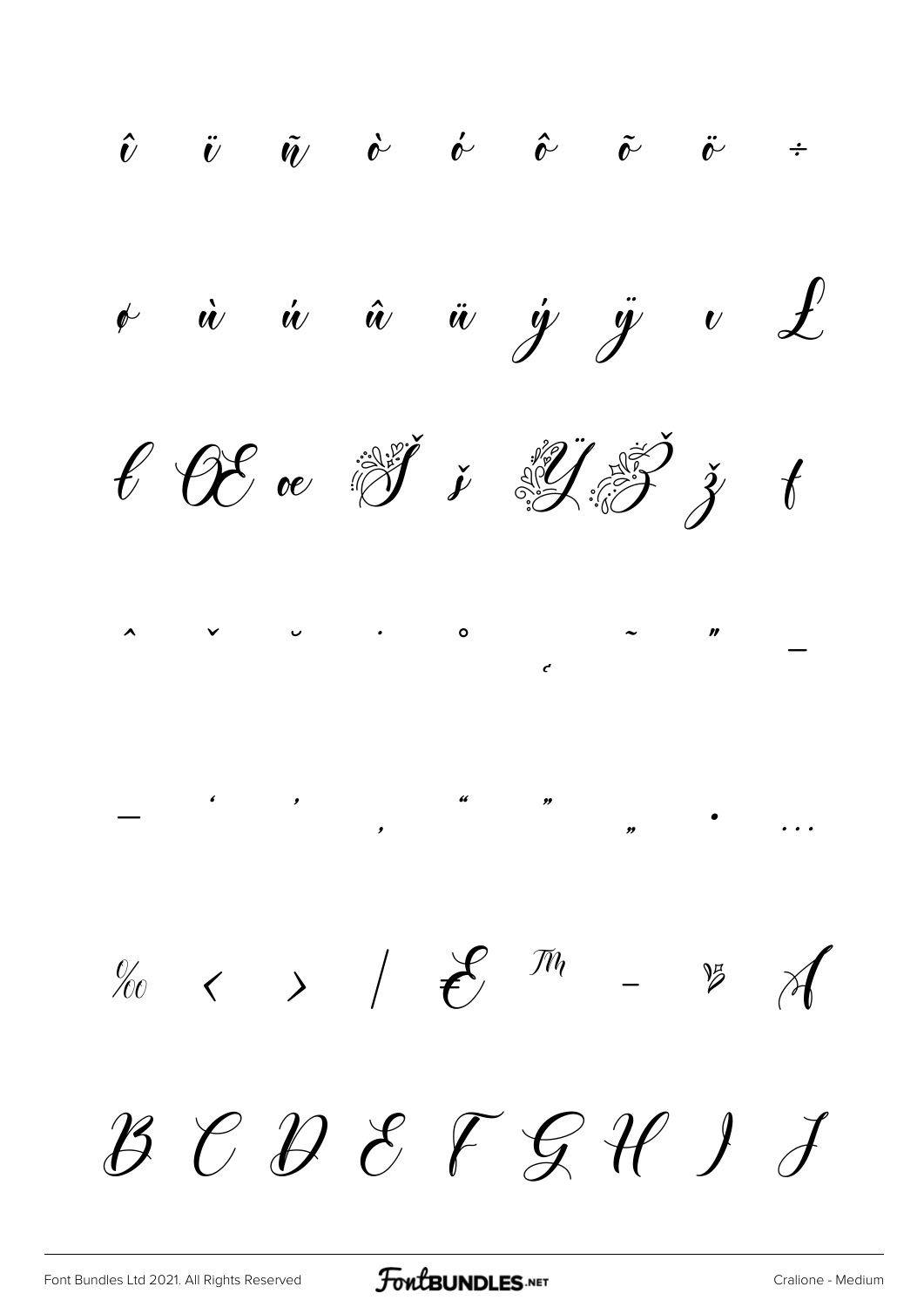î ï ñ ò ó ô õ ö ÷

ø ù ú û ü ý ÿ ı Ł

ł Œ œ Š š Ÿ Ž ž ƒ

ˆ ˇ ˘ ˙ ˚ ˛ ˜ ˝ –

— ‘ ’ ‚ “ ” „ • …

‰ ‹ › ⁄ € ™ − ❦ A

B C D E F G H I J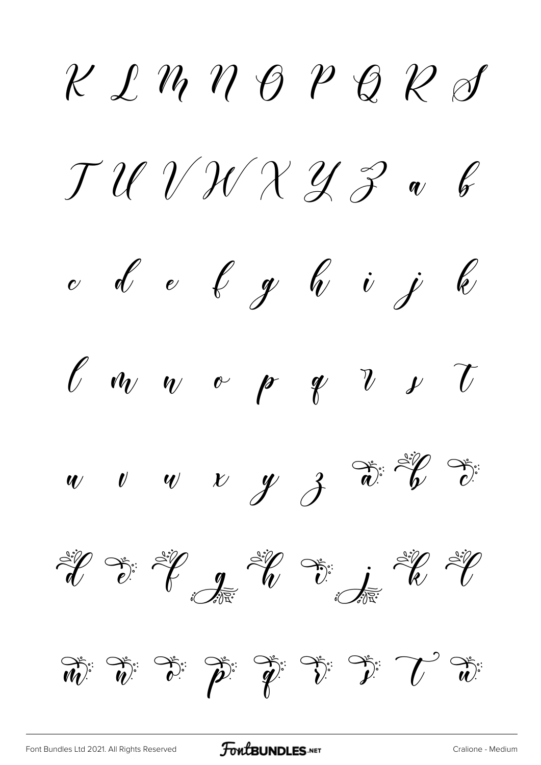K L M N O P Q R S

T U V W X Y Z a b

c d e f g h i j k

l m n o p q r s t

u v w x y z a b c

d e f g h i j k l

m n o p q r s t u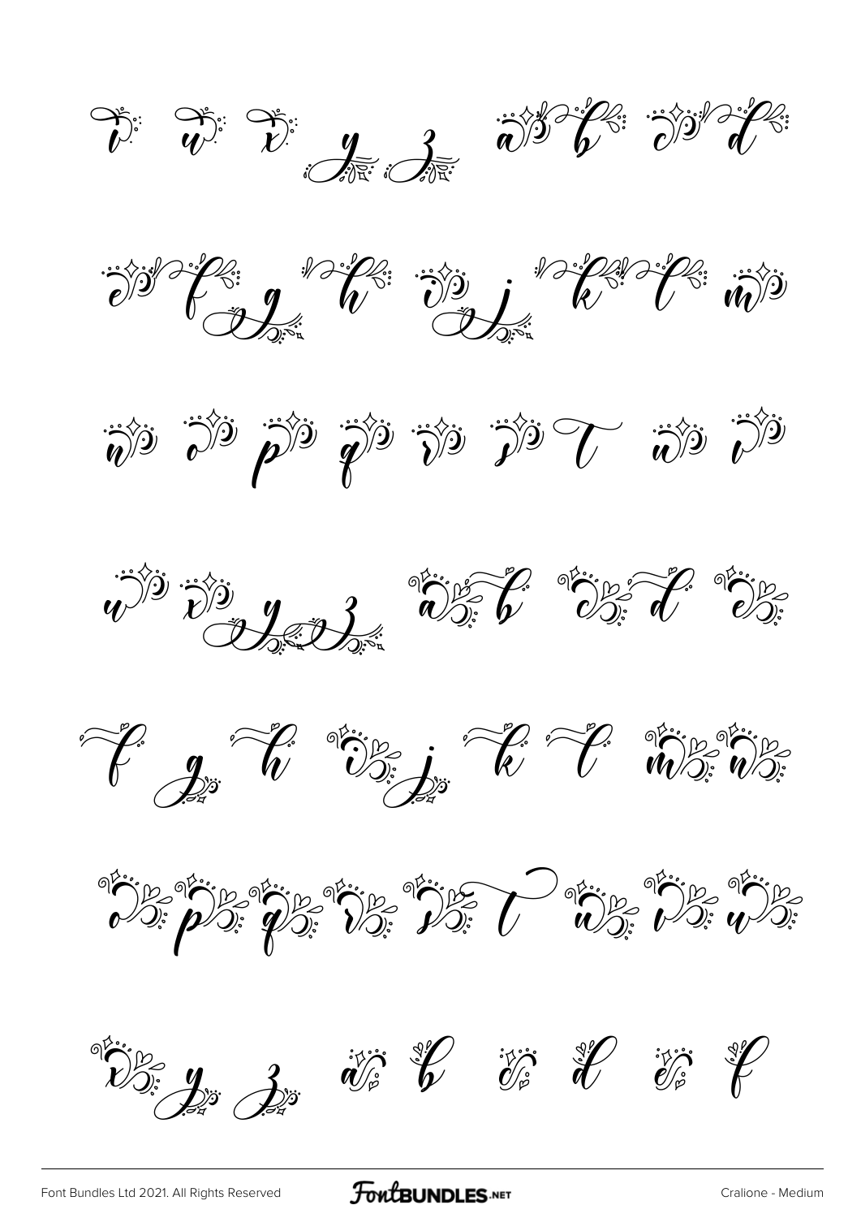v w x y z a b c d

e f g h i j k l m

n o p q r s t u v

w x y z a b c d e

f g h i j k l m n

o p q r s t u v w

x y z a b c d e f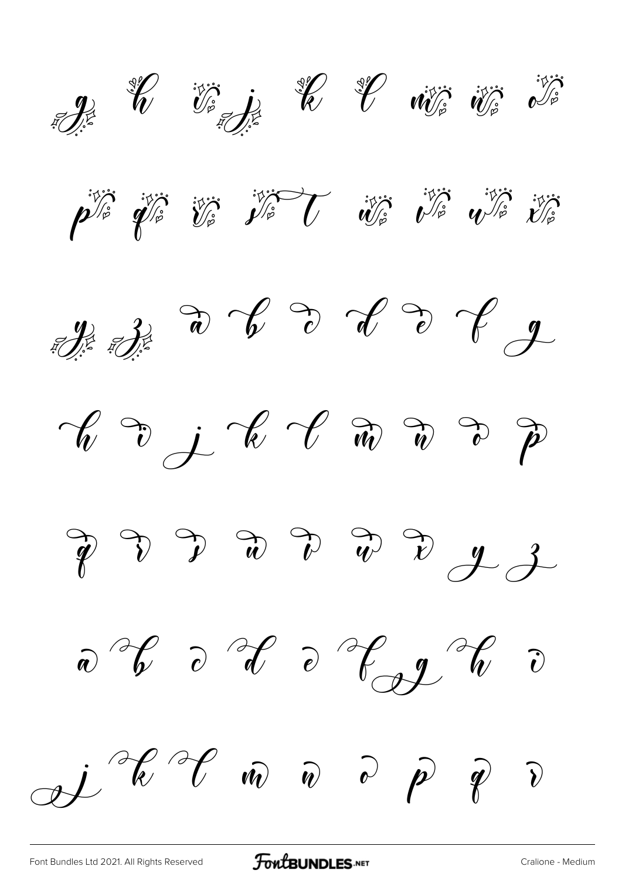g h i j k l m n o

p q r s t u v w x

y z a b c d e f g

h i j k l m n o p

q r s t u v w x y z

a b c d e f g h i

j k l m n o p q r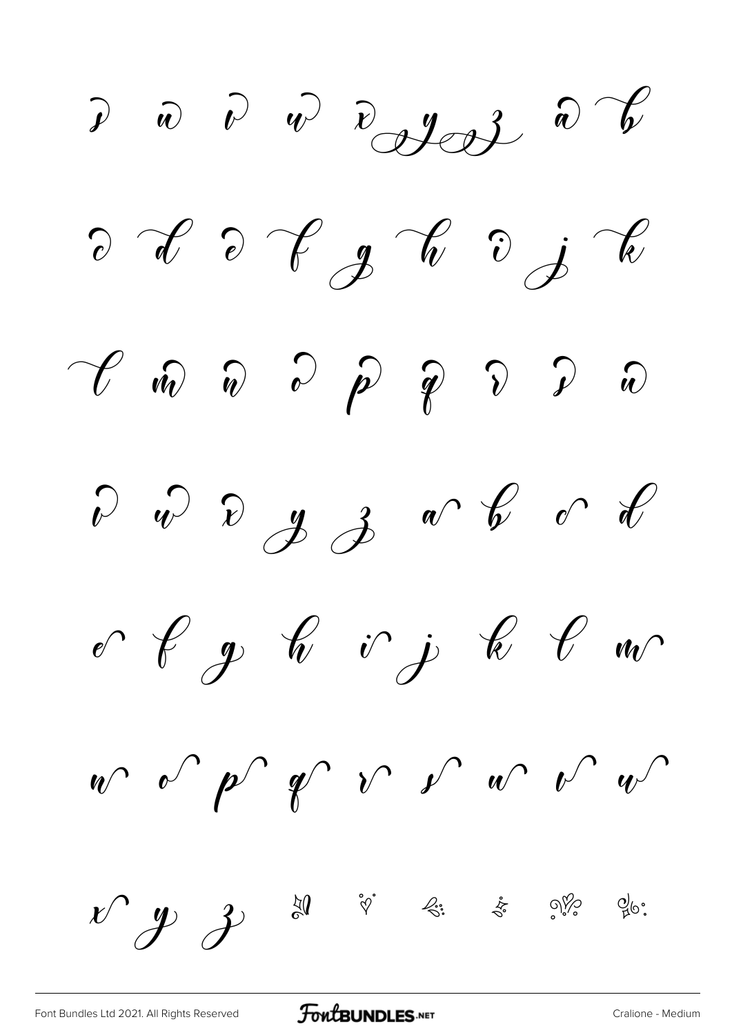s u v w x y z a b

c d e f g h i j k

l m n o p q r s u

v w x y z a b c d

e f g h i j k l m

n o p q r s u v w

x y z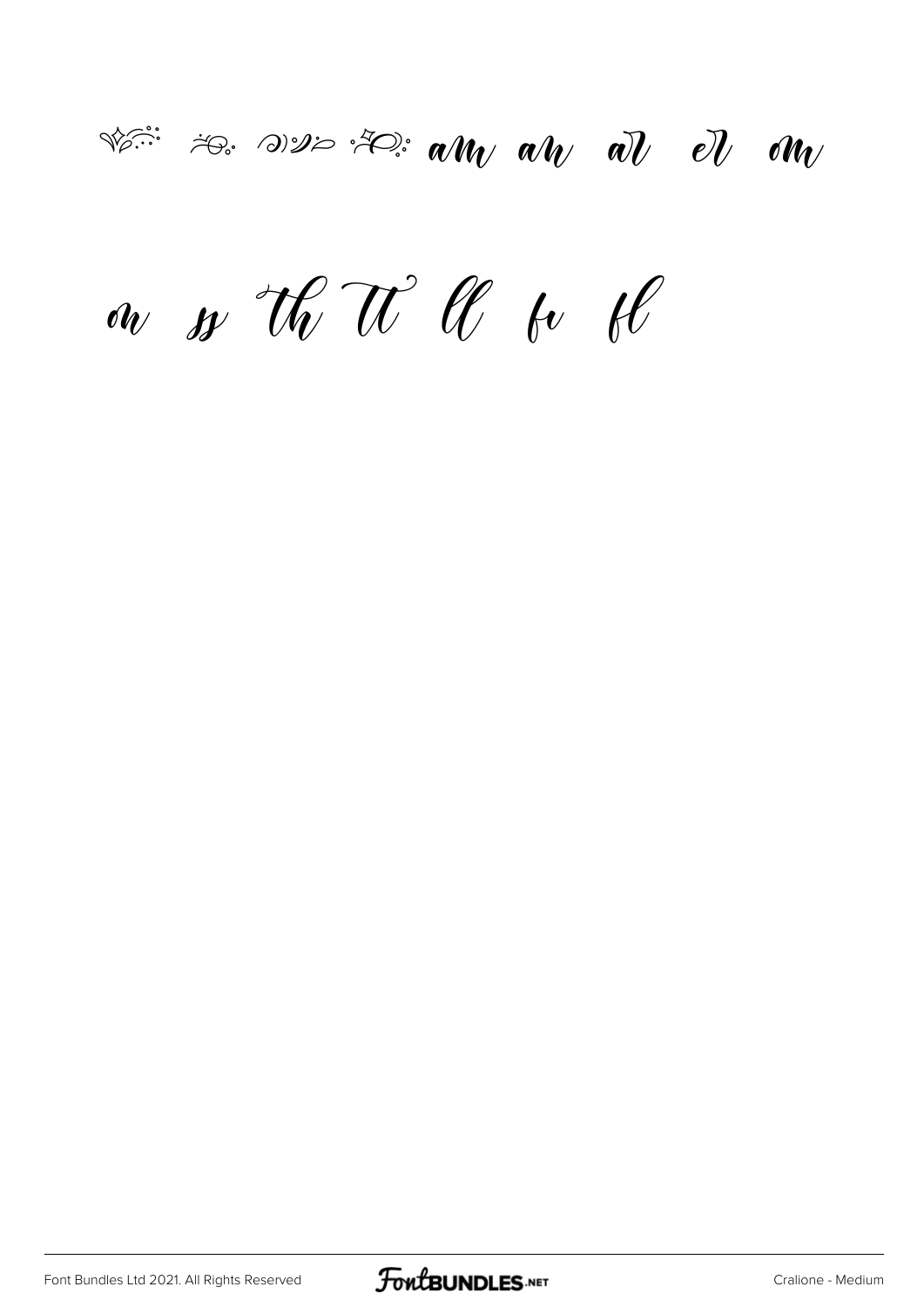am an ar er om

on ss th tt ll fr fl